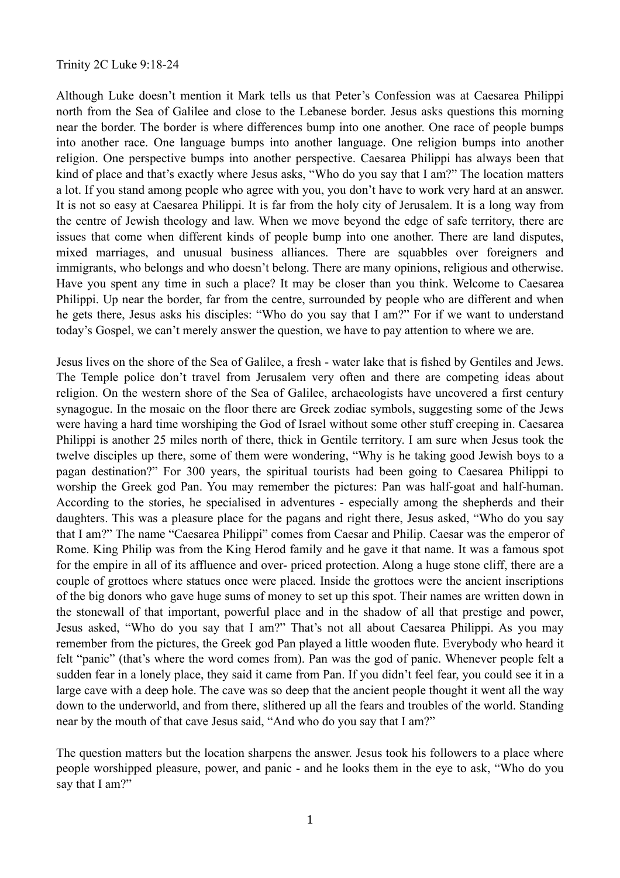Trinity 2C Luke 9:18-24

Although Luke doesn't mention it Mark tells us that Peter's Confession was at Caesarea Philippi north from the Sea of Galilee and close to the Lebanese border. Jesus asks questions this morning near the border. The border is where differences bump into one another. One race of people bumps into another race. One language bumps into another language. One religion bumps into another religion. One perspective bumps into another perspective. Caesarea Philippi has always been that kind of place and that's exactly where Jesus asks, "Who do you say that I am?" The location matters a lot. If you stand among people who agree with you, you don't have to work very hard at an answer. It is not so easy at Caesarea Philippi. It is far from the holy city of Jerusalem. It is a long way from the centre of Jewish theology and law. When we move beyond the edge of safe territory, there are issues that come when different kinds of people bump into one another. There are land disputes, mixed marriages, and unusual business alliances. There are squabbles over foreigners and immigrants, who belongs and who doesn't belong. There are many opinions, religious and otherwise. Have you spent any time in such a place? It may be closer than you think. Welcome to Caesarea Philippi. Up near the border, far from the centre, surrounded by people who are different and when he gets there, Jesus asks his disciples: "Who do you say that I am?" For if we want to understand today's Gospel, we can't merely answer the question, we have to pay attention to where we are.

Jesus lives on the shore of the Sea of Galilee, a fresh - water lake that is fished by Gentiles and Jews. The Temple police don't travel from Jerusalem very often and there are competing ideas about religion. On the western shore of the Sea of Galilee, archaeologists have uncovered a first century synagogue. In the mosaic on the floor there are Greek zodiac symbols, suggesting some of the Jews were having a hard time worshiping the God of Israel without some other stuff creeping in. Caesarea Philippi is another 25 miles north of there, thick in Gentile territory. I am sure when Jesus took the twelve disciples up there, some of them were wondering, "Why is he taking good Jewish boys to a pagan destination?" For 300 years, the spiritual tourists had been going to Caesarea Philippi to worship the Greek god Pan. You may remember the pictures: Pan was half-goat and half-human. According to the stories, he specialised in adventures - especially among the shepherds and their daughters. This was a pleasure place for the pagans and right there, Jesus asked, "Who do you say that I am?" The name "Caesarea Philippi" comes from Caesar and Philip. Caesar was the emperor of Rome. King Philip was from the King Herod family and he gave it that name. It was a famous spot for the empire in all of its affluence and over- priced protection. Along a huge stone cliff, there are a couple of grottoes where statues once were placed. Inside the grottoes were the ancient inscriptions of the big donors who gave huge sums of money to set up this spot. Their names are written down in the stonewall of that important, powerful place and in the shadow of all that prestige and power, Jesus asked, "Who do you say that I am?" That's not all about Caesarea Philippi. As you may remember from the pictures, the Greek god Pan played a little wooden flute. Everybody who heard it felt "panic" (that's where the word comes from). Pan was the god of panic. Whenever people felt a sudden fear in a lonely place, they said it came from Pan. If you didn't feel fear, you could see it in a large cave with a deep hole. The cave was so deep that the ancient people thought it went all the way down to the underworld, and from there, slithered up all the fears and troubles of the world. Standing near by the mouth of that cave Jesus said, "And who do you say that I am?"

The question matters but the location sharpens the answer. Jesus took his followers to a place where people worshipped pleasure, power, and panic - and he looks them in the eye to ask, "Who do you say that I am?"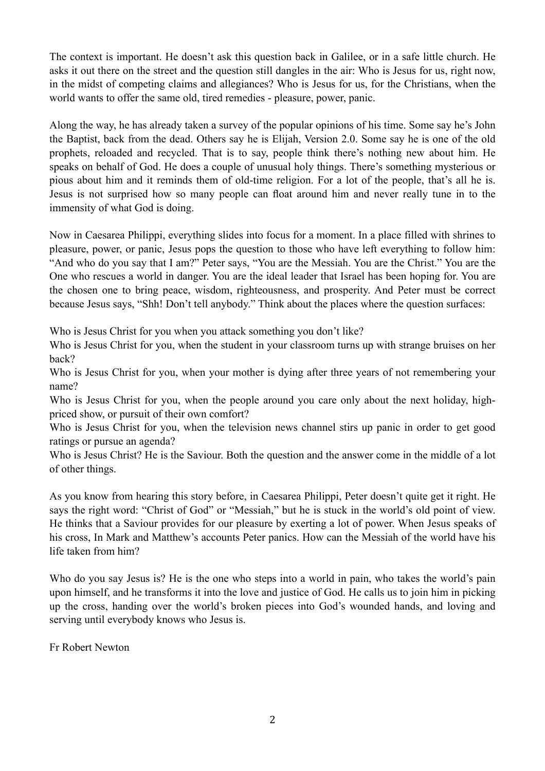The context is important. He doesn't ask this question back in Galilee, or in a safe little church. He asks it out there on the street and the question still dangles in the air: Who is Jesus for us, right now, in the midst of competing claims and allegiances? Who is Jesus for us, for the Christians, when the world wants to offer the same old, tired remedies - pleasure, power, panic.

Along the way, he has already taken a survey of the popular opinions of his time. Some say he's John the Baptist, back from the dead. Others say he is Elijah, Version 2.0. Some say he is one of the old prophets, reloaded and recycled. That is to say, people think there's nothing new about him. He speaks on behalf of God. He does a couple of unusual holy things. There's something mysterious or pious about him and it reminds them of old-time religion. For a lot of the people, that's all he is. Jesus is not surprised how so many people can float around him and never really tune in to the immensity of what God is doing.

Now in Caesarea Philippi, everything slides into focus for a moment. In a place filled with shrines to pleasure, power, or panic, Jesus pops the question to those who have left everything to follow him: "And who do you say that I am?" Peter says, "You are the Messiah. You are the Christ." You are the One who rescues a world in danger. You are the ideal leader that Israel has been hoping for. You are the chosen one to bring peace, wisdom, righteousness, and prosperity. And Peter must be correct because Jesus says, "Shh! Don't tell anybody." Think about the places where the question surfaces:

Who is Jesus Christ for you when you attack something you don't like?
Who is Jesus Christ for you, when the student in your classroom turns up with strange bruises on her back?
Who is Jesus Christ for you, when your mother is dying after three years of not remembering your name?
Who is Jesus Christ for you, when the people around you care only about the next holiday, high-priced show, or pursuit of their own comfort?
Who is Jesus Christ for you, when the television news channel stirs up panic in order to get good ratings or pursue an agenda?
Who is Jesus Christ? He is the Saviour. Both the question and the answer come in the middle of a lot of other things.

As you know from hearing this story before, in Caesarea Philippi, Peter doesn't quite get it right. He says the right word: "Christ of God" or "Messiah," but he is stuck in the world's old point of view. He thinks that a Saviour provides for our pleasure by exerting a lot of power. When Jesus speaks of his cross, In Mark and Matthew's accounts Peter panics. How can the Messiah of the world have his life taken from him?

Who do you say Jesus is? He is the one who steps into a world in pain, who takes the world's pain upon himself, and he transforms it into the love and justice of God. He calls us to join him in picking up the cross, handing over the world's broken pieces into God's wounded hands, and loving and serving until everybody knows who Jesus is.

Fr Robert Newton